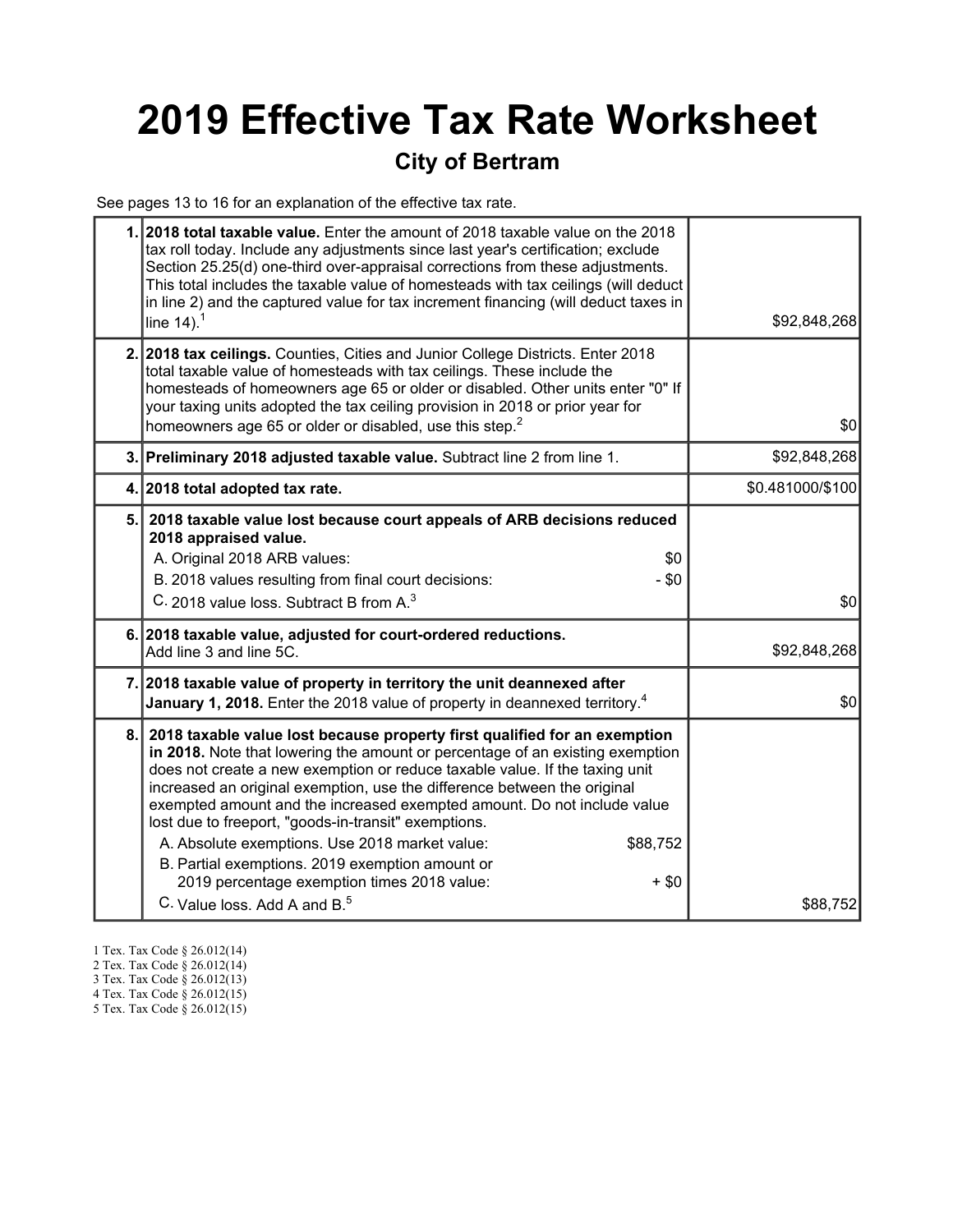# 2019 Effective Tax Rate Worksheet

## City of Bertram

See pages 13 to 16 for an explanation of the effective tax rate.

| | | |
|---|---|---|
| 1. | **2018 total taxable value.** Enter the amount of 2018 taxable value on the 2018 tax roll today. Include any adjustments since last year's certification; exclude Section 25.25(d) one-third over-appraisal corrections from these adjustments. This total includes the taxable value of homesteads with tax ceilings (will deduct in line 2) and the captured value for tax increment financing (will deduct taxes in line 14).[1] | $92,848,268 |
| 2. | **2018 tax ceilings.** Counties, Cities and Junior College Districts. Enter 2018 total taxable value of homesteads with tax ceilings. These include the homesteads of homeowners age 65 or older or disabled. Other units enter "0" If your taxing units adopted the tax ceiling provision in 2018 or prior year for homeowners age 65 or older or disabled, use this step.[2] | $0 |
| 3. | **Preliminary 2018 adjusted taxable value.** Subtract line 2 from line 1. | $92,848,268 |
| 4. | **2018 total adopted tax rate.** | $0.481000/$100 |
| 5. | **2018 taxable value lost because court appeals of ARB decisions reduced 2018 appraised value.**<br>A. Original 2018 ARB values: $0<br>B. 2018 values resulting from final court decisions: - $0<br>C. 2018 value loss. Subtract B from A.[3] | $0 |
| 6. | **2018 taxable value, adjusted for court-ordered reductions.** Add line 3 and line 5C. | $92,848,268 |
| 7. | **2018 taxable value of property in territory the unit deannexed after January 1, 2018.** Enter the 2018 value of property in deannexed territory.[4] | $0 |
| 8. | **2018 taxable value lost because property first qualified for an exemption in 2018.** Note that lowering the amount or percentage of an existing exemption does not create a new exemption or reduce taxable value. If the taxing unit increased an original exemption, use the difference between the original exempted amount and the increased exempted amount. Do not include value lost due to freeport, "goods-in-transit" exemptions.<br>A. Absolute exemptions. Use 2018 market value: $88,752<br>B. Partial exemptions. 2019 exemption amount or 2019 percentage exemption times 2018 value: + $0<br>C. Value loss. Add A and B.[5] | $88,752 |

1 Tex. Tax Code § 26.012(14)
2 Tex. Tax Code § 26.012(14)
3 Tex. Tax Code § 26.012(13)
4 Tex. Tax Code § 26.012(15)
5 Tex. Tax Code § 26.012(15)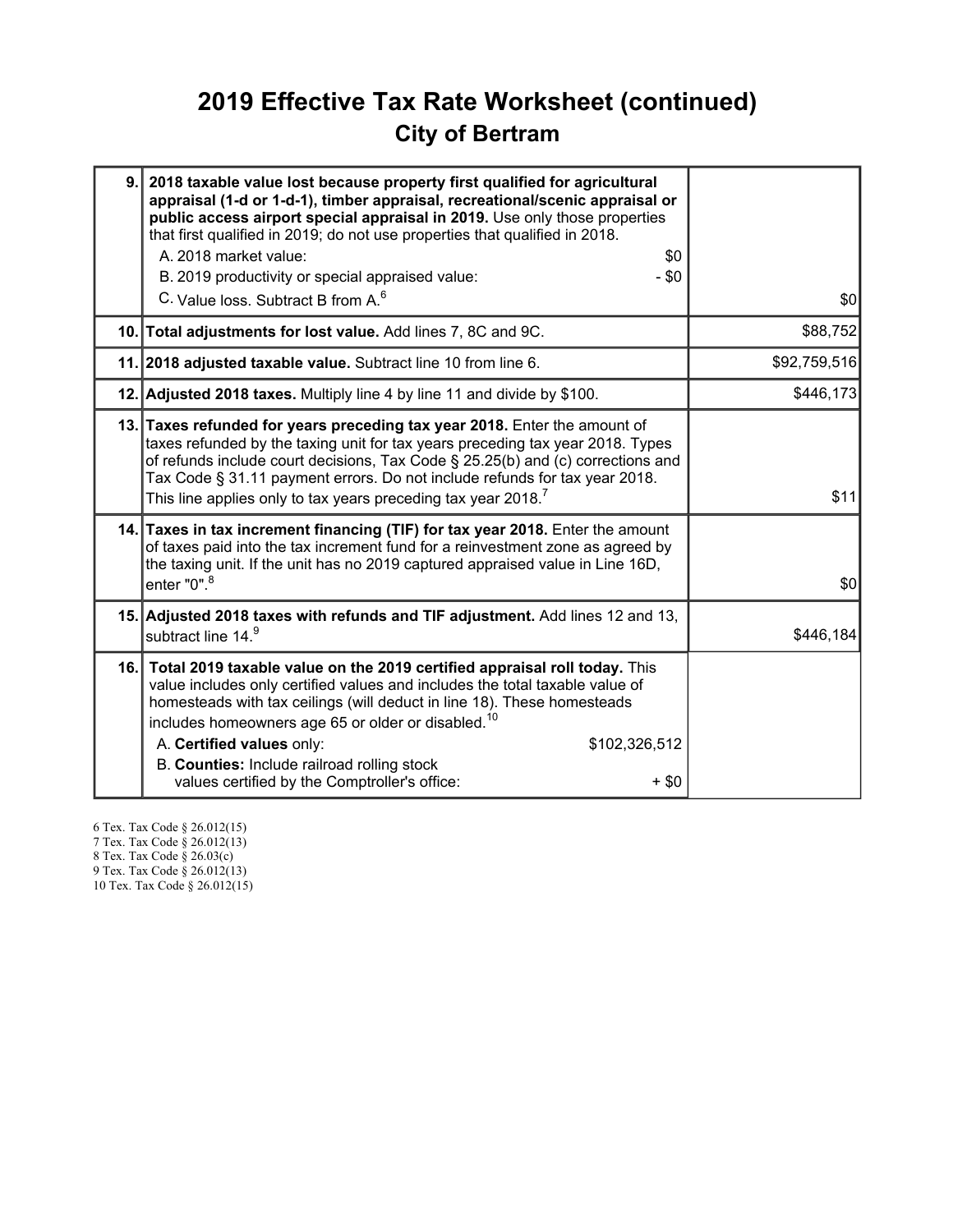# 2019 Effective Tax Rate Worksheet (continued)

## City of Bertram

| | | |
|---|---|---|
| 9. | **2018 taxable value lost because property first qualified for agricultural appraisal (1-d or 1-d-1), timber appraisal, recreational/scenic appraisal or public access airport special appraisal in 2019.** Use only those properties that first qualified in 2019; do not use properties that qualified in 2018.<br>A. 2018 market value: $0<br>B. 2019 productivity or special appraised value: - $0<br>C. Value loss. Subtract B from A.[6] | $0 |
| 10. | **Total adjustments for lost value.** Add lines 7, 8C and 9C. | $88,752 |
| 11. | **2018 adjusted taxable value.** Subtract line 10 from line 6. | $92,759,516 |
| 12. | **Adjusted 2018 taxes.** Multiply line 4 by line 11 and divide by $100. | $446,173 |
| 13. | **Taxes refunded for years preceding tax year 2018.** Enter the amount of taxes refunded by the taxing unit for tax years preceding tax year 2018. Types of refunds include court decisions, Tax Code § 25.25(b) and (c) corrections and Tax Code § 31.11 payment errors. Do not include refunds for tax year 2018. This line applies only to tax years preceding tax year 2018.[7] | $11 |
| 14. | **Taxes in tax increment financing (TIF) for tax year 2018.** Enter the amount of taxes paid into the tax increment fund for a reinvestment zone as agreed by the taxing unit. If the unit has no 2019 captured appraised value in Line 16D, enter "0".[8] | $0 |
| 15. | **Adjusted 2018 taxes with refunds and TIF adjustment.** Add lines 12 and 13, subtract line 14.[9] | $446,184 |
| 16. | **Total 2019 taxable value on the 2019 certified appraisal roll today.** This value includes only certified values and includes the total taxable value of homesteads with tax ceilings (will deduct in line 18). These homesteads includes homeowners age 65 or older or disabled.[10]<br>A. **Certified values** only: $102,326,512<br>B. **Counties:** Include railroad rolling stock values certified by the Comptroller's office: + $0 | |

6 Tex. Tax Code § 26.012(15)
7 Tex. Tax Code § 26.012(13)
8 Tex. Tax Code § 26.03(c)
9 Tex. Tax Code § 26.012(13)
10 Tex. Tax Code § 26.012(15)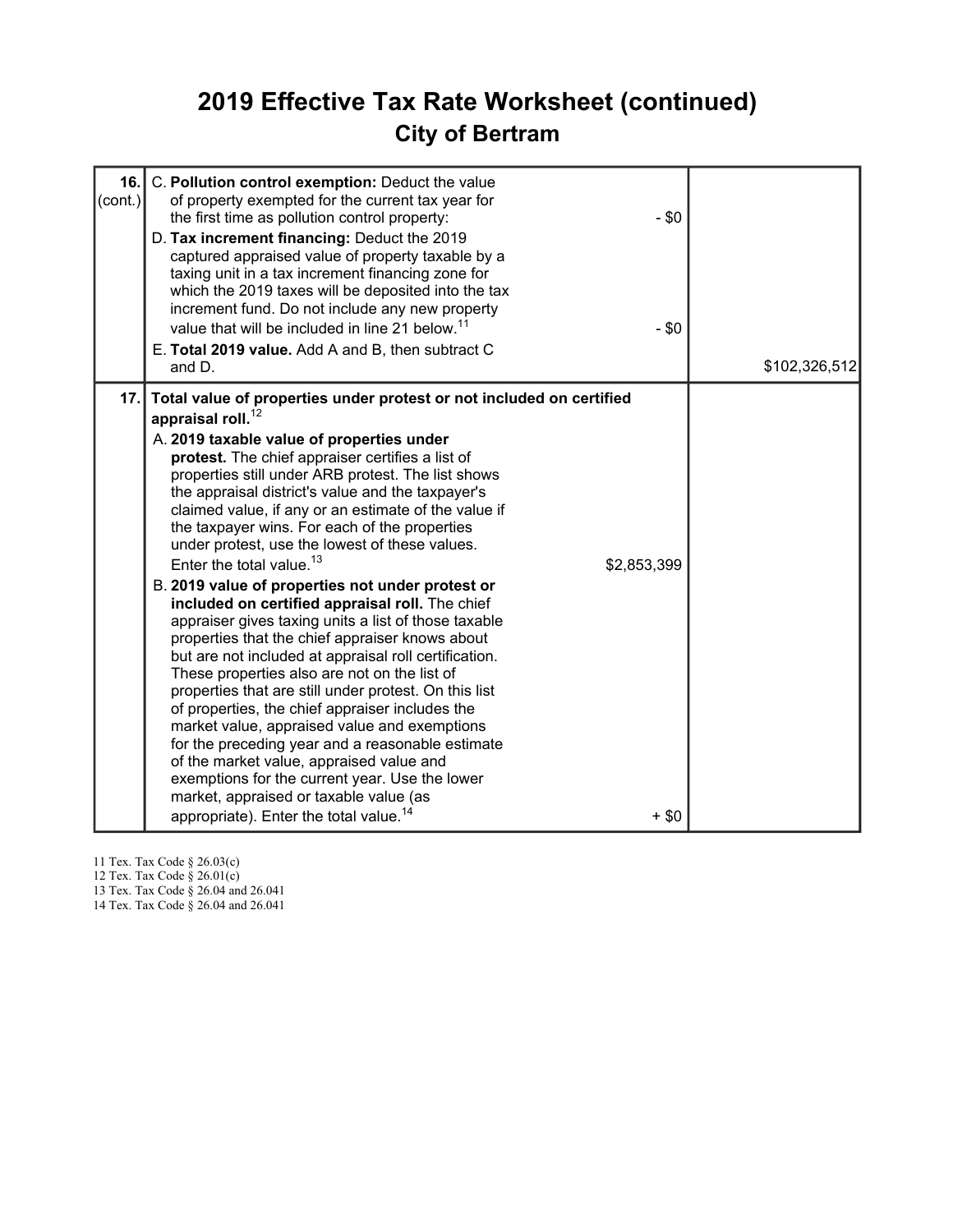# 2019 Effective Tax Rate Worksheet (continued)

## City of Bertram

| Line | Description | Amount | Total |
|---|---|---|---|
| 16. (cont.) | C. **Pollution control exemption:** Deduct the value of property exempted for the current tax year for the first time as pollution control property: | - $0 | |
| | D. **Tax increment financing:** Deduct the 2019 captured appraised value of property taxable by a taxing unit in a tax increment financing zone for which the 2019 taxes will be deposited into the tax increment fund. Do not include any new property value that will be included in line 21 below.[11] | - $0 | |
| | E. **Total 2019 value.** Add A and B, then subtract C and D. | | $102,326,512 |
| 17. | **Total value of properties under protest or not included on certified appraisal roll.**[12] | | |
| | A. **2019 taxable value of properties under protest.** The chief appraiser certifies a list of properties still under ARB protest. The list shows the appraisal district's value and the taxpayer's claimed value, if any or an estimate of the value if the taxpayer wins. For each of the properties under protest, use the lowest of these values. Enter the total value.[13] | $2,853,399 | |
| | B. **2019 value of properties not under protest or included on certified appraisal roll.** The chief appraiser gives taxing units a list of those taxable properties that the chief appraiser knows about but are not included at appraisal roll certification. These properties also are not on the list of properties that are still under protest. On this list of properties, the chief appraiser includes the market value, appraised value and exemptions for the preceding year and a reasonable estimate of the market value, appraised value and exemptions for the current year. Use the lower market, appraised or taxable value (as appropriate). Enter the total value.[14] | + $0 | |

11 Tex. Tax Code § 26.03(c)
12 Tex. Tax Code § 26.01(c)
13 Tex. Tax Code § 26.04 and 26.041
14 Tex. Tax Code § 26.04 and 26.041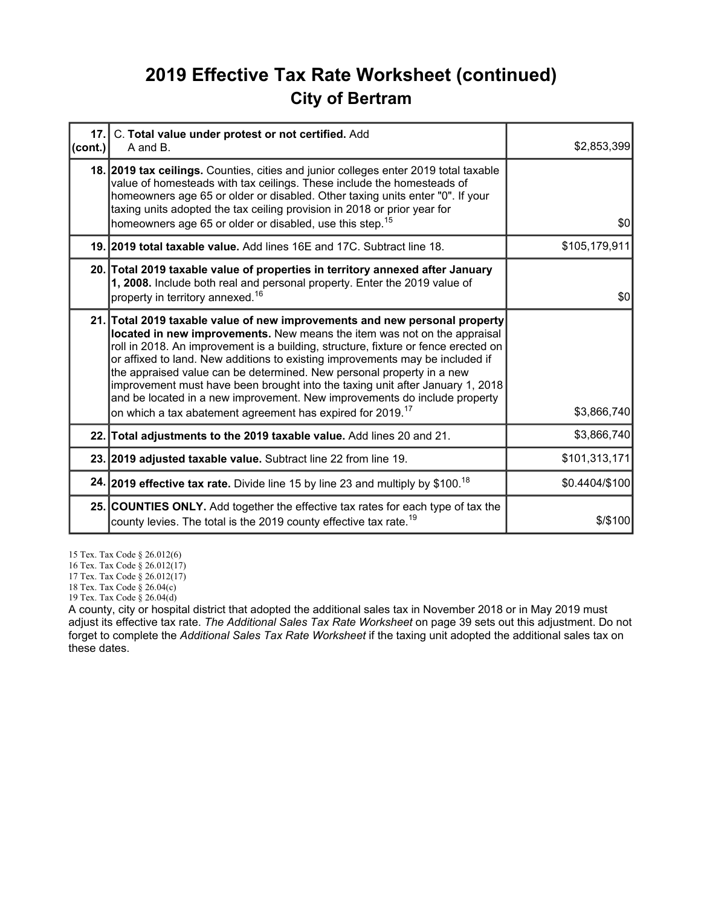# 2019 Effective Tax Rate Worksheet (continued)

## City of Bertram

| | | |
|---|---|---|
| **17. (cont.)** | C. **Total value under protest or not certified.** Add A and B. | $2,853,399 |
| **18.** | **2019 tax ceilings.** Counties, cities and junior colleges enter 2019 total taxable value of homesteads with tax ceilings. These include the homesteads of homeowners age 65 or older or disabled. Other taxing units enter "0". If your taxing units adopted the tax ceiling provision in 2018 or prior year for homeowners age 65 or older or disabled, use this step.[15] | $0 |
| **19.** | **2019 total taxable value.** Add lines 16E and 17C. Subtract line 18. | $105,179,911 |
| **20.** | **Total 2019 taxable value of properties in territory annexed after January 1, 2008.** Include both real and personal property. Enter the 2019 value of property in territory annexed.[16] | $0 |
| **21.** | **Total 2019 taxable value of new improvements and new personal property located in new improvements.** New means the item was not on the appraisal roll in 2018. An improvement is a building, structure, fixture or fence erected on or affixed to land. New additions to existing improvements may be included if the appraised value can be determined. New personal property in a new improvement must have been brought into the taxing unit after January 1, 2018 and be located in a new improvement. New improvements do include property on which a tax abatement agreement has expired for 2019.[17] | $3,866,740 |
| **22.** | **Total adjustments to the 2019 taxable value.** Add lines 20 and 21. | $3,866,740 |
| **23.** | **2019 adjusted taxable value.** Subtract line 22 from line 19. | $101,313,171 |
| **24.** | **2019 effective tax rate.** Divide line 15 by line 23 and multiply by $100.[18] | $0.4404/$100 |
| **25.** | **COUNTIES ONLY.** Add together the effective tax rates for each type of tax the county levies. The total is the 2019 county effective tax rate.[19] | $/$100 |

15 Tex. Tax Code § 26.012(6)
16 Tex. Tax Code § 26.012(17)
17 Tex. Tax Code § 26.012(17)
18 Tex. Tax Code § 26.04(c)
19 Tex. Tax Code § 26.04(d)

A county, city or hospital district that adopted the additional sales tax in November 2018 or in May 2019 must adjust its effective tax rate. *The Additional Sales Tax Rate Worksheet* on page 39 sets out this adjustment. Do not forget to complete the *Additional Sales Tax Rate Worksheet* if the taxing unit adopted the additional sales tax on these dates.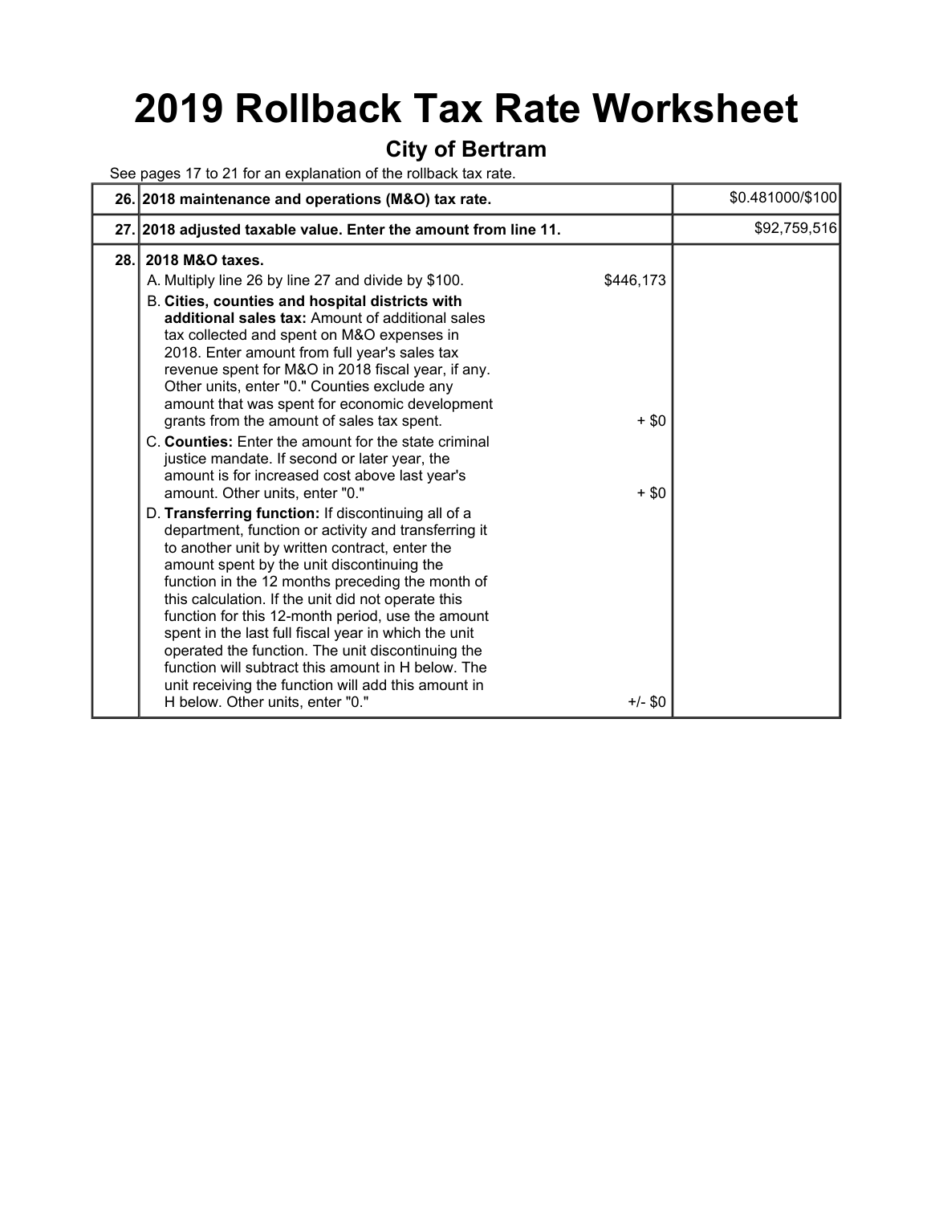# 2019 Rollback Tax Rate Worksheet

## City of Bertram

See pages 17 to 21 for an explanation of the rollback tax rate.

| | | |
|---|---|---|
| 26. | **2018 maintenance and operations (M&O) tax rate.** | $0.481000/$100 |
| 27. | **2018 adjusted taxable value. Enter the amount from line 11.** | $92,759,516 |
| 28. | **2018 M&O taxes.**<br>A. Multiply line 26 by line 27 and divide by $100. $446,173<br>B. **Cities, counties and hospital districts with additional sales tax:** Amount of additional sales tax collected and spent on M&O expenses in 2018. Enter amount from full year's sales tax revenue spent for M&O in 2018 fiscal year, if any. Other units, enter "0." Counties exclude any amount that was spent for economic development grants from the amount of sales tax spent. + $0<br>C. **Counties:** Enter the amount for the state criminal justice mandate. If second or later year, the amount is for increased cost above last year's amount. Other units, enter "0." + $0<br>D. **Transferring function:** If discontinuing all of a department, function or activity and transferring it to another unit by written contract, enter the amount spent by the unit discontinuing the function in the 12 months preceding the month of this calculation. If the unit did not operate this function for this 12-month period, use the amount spent in the last full fiscal year in which the unit operated the function. The unit discontinuing the function will subtract this amount in H below. The unit receiving the function will add this amount in H below. Other units, enter "0." +/- $0 | |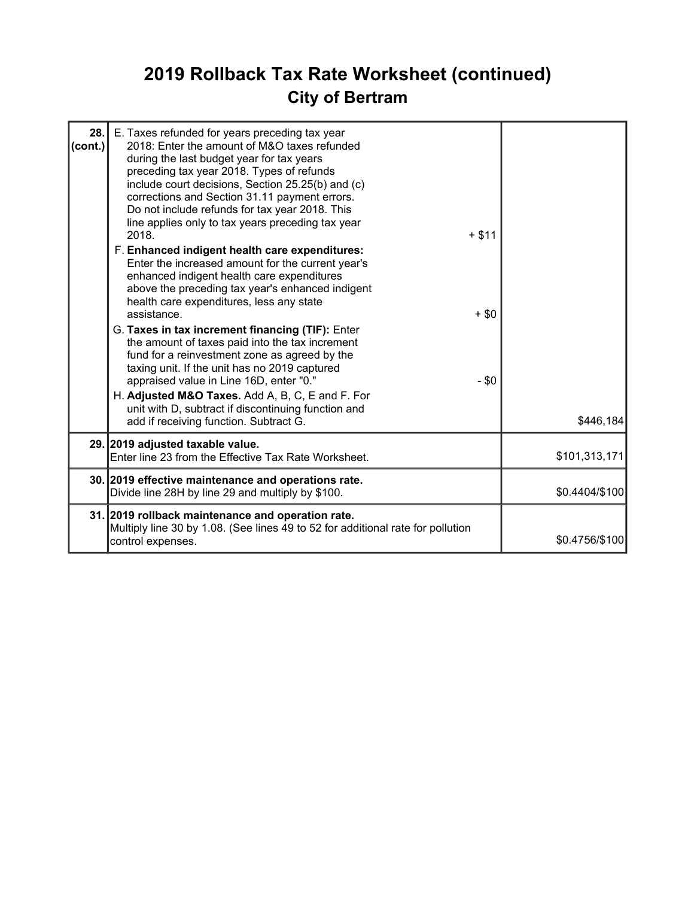# 2019 Rollback Tax Rate Worksheet (continued)

## City of Bertram

| | | |
|---|---|---|
| **28. (cont.)** | E. Taxes refunded for years preceding tax year 2018: Enter the amount of M&O taxes refunded during the last budget year for tax years preceding tax year 2018. Types of refunds include court decisions, Section 25.25(b) and (c) corrections and Section 31.11 payment errors. Do not include refunds for tax year 2018. This line applies only to tax years preceding tax year 2018. + $11<br>F. **Enhanced indigent health care expenditures:** Enter the increased amount for the current year's enhanced indigent health care expenditures above the preceding tax year's enhanced indigent health care expenditures, less any state assistance. + $0<br>G. **Taxes in tax increment financing (TIF):** Enter the amount of taxes paid into the tax increment fund for a reinvestment zone as agreed by the taxing unit. If the unit has no 2019 captured appraised value in Line 16D, enter "0." - $0<br>H. **Adjusted M&O Taxes.** Add A, B, C, E and F. For unit with D, subtract if discontinuing function and add if receiving function. Subtract G. | $446,184 |
| **29.** | **2019 adjusted taxable value.**<br>Enter line 23 from the Effective Tax Rate Worksheet. | $101,313,171 |
| **30.** | **2019 effective maintenance and operations rate.**<br>Divide line 28H by line 29 and multiply by $100. | $0.4404/$100 |
| **31.** | **2019 rollback maintenance and operation rate.**<br>Multiply line 30 by 1.08. (See lines 49 to 52 for additional rate for pollution control expenses. | $0.4756/$100 |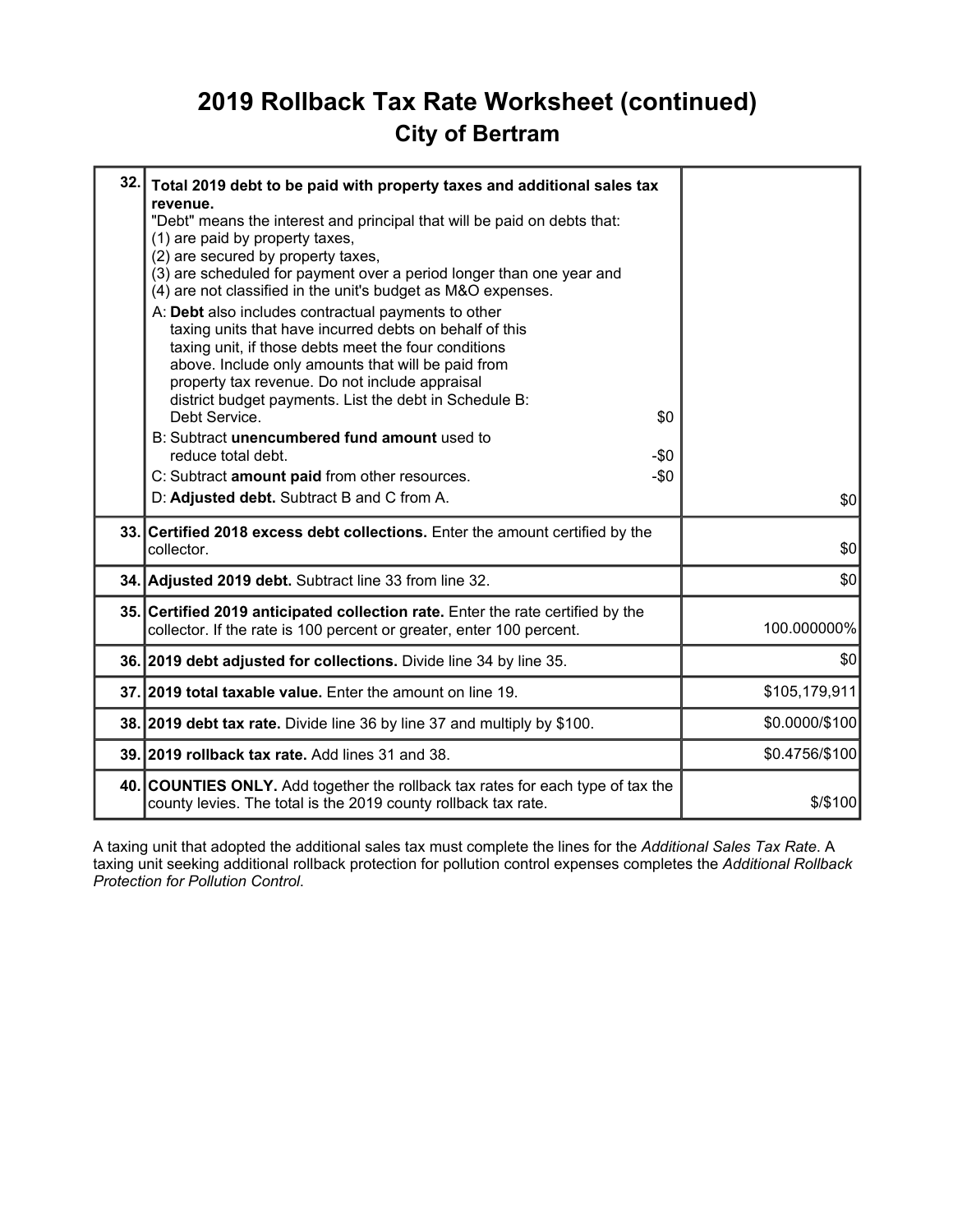# 2019 Rollback Tax Rate Worksheet (continued)

## City of Bertram

| Line | Description | Amount |
|---|---|---|
| 32. | **Total 2019 debt to be paid with property taxes and additional sales tax revenue.**<br>"Debt" means the interest and principal that will be paid on debts that:<br>(1) are paid by property taxes,<br>(2) are secured by property taxes,<br>(3) are scheduled for payment over a period longer than one year and<br>(4) are not classified in the unit's budget as M&O expenses.<br>A: **Debt** also includes contractual payments to other taxing units that have incurred debts on behalf of this taxing unit, if those debts meet the four conditions above. Include only amounts that will be paid from property tax revenue. Do not include appraisal district budget payments. List the debt in Schedule B: Debt Service. $0<br>B: Subtract **unencumbered fund amount** used to reduce total debt. -$0<br>C: Subtract **amount paid** from other resources. -$0<br>D: **Adjusted debt.** Subtract B and C from A. | $0 |
| 33. | **Certified 2018 excess debt collections.** Enter the amount certified by the collector. | $0 |
| 34. | **Adjusted 2019 debt.** Subtract line 33 from line 32. | $0 |
| 35. | **Certified 2019 anticipated collection rate.** Enter the rate certified by the collector. If the rate is 100 percent or greater, enter 100 percent. | 100.000000% |
| 36. | **2019 debt adjusted for collections.** Divide line 34 by line 35. | $0 |
| 37. | **2019 total taxable value.** Enter the amount on line 19. | $105,179,911 |
| 38. | **2019 debt tax rate.** Divide line 36 by line 37 and multiply by $100. | $0.0000/$100 |
| 39. | **2019 rollback tax rate.** Add lines 31 and 38. | $0.4756/$100 |
| 40. | **COUNTIES ONLY.** Add together the rollback tax rates for each type of tax the county levies. The total is the 2019 county rollback tax rate. | $/$100 |

A taxing unit that adopted the additional sales tax must complete the lines for the *Additional Sales Tax Rate*. A taxing unit seeking additional rollback protection for pollution control expenses completes the *Additional Rollback Protection for Pollution Control*.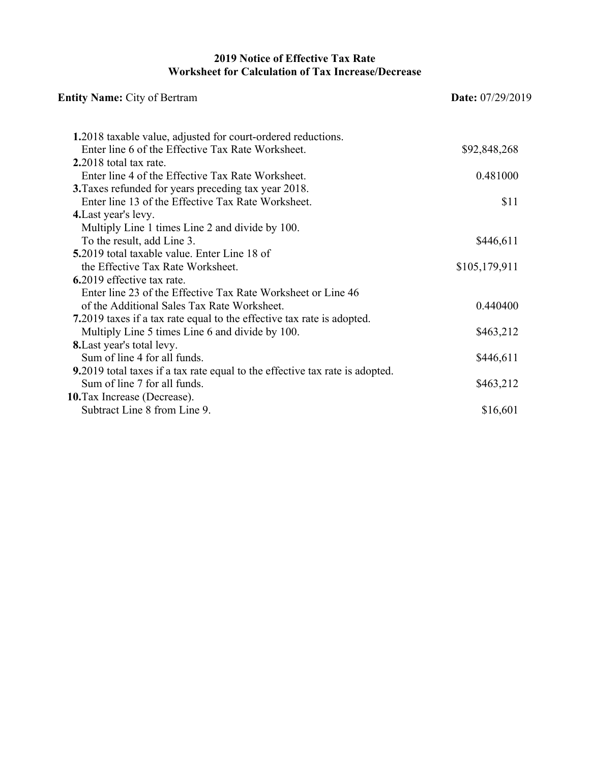# 2019 Notice of Effective Tax Rate
## Worksheet for Calculation of Tax Increase/Decrease

**Entity Name:** City of Bertram **Date:** 07/29/2019

| | |
|---|---|
| **1.** 2018 taxable value, adjusted for court-ordered reductions. Enter line 6 of the Effective Tax Rate Worksheet. | $92,848,268 |
| **2.** 2018 total tax rate. Enter line 4 of the Effective Tax Rate Worksheet. | 0.481000 |
| **3.** Taxes refunded for years preceding tax year 2018. Enter line 13 of the Effective Tax Rate Worksheet. | $11 |
| **4.** Last year's levy. Multiply Line 1 times Line 2 and divide by 100. To the result, add Line 3. | $446,611 |
| **5.** 2019 total taxable value. Enter Line 18 of the Effective Tax Rate Worksheet. | $105,179,911 |
| **6.** 2019 effective tax rate. Enter line 23 of the Effective Tax Rate Worksheet or Line 46 of the Additional Sales Tax Rate Worksheet. | 0.440400 |
| **7.** 2019 taxes if a tax rate equal to the effective tax rate is adopted. Multiply Line 5 times Line 6 and divide by 100. | $463,212 |
| **8.** Last year's total levy. Sum of line 4 for all funds. | $446,611 |
| **9.** 2019 total taxes if a tax rate equal to the effective tax rate is adopted. Sum of line 7 for all funds. | $463,212 |
| **10.** Tax Increase (Decrease). Subtract Line 8 from Line 9. | $16,601 |